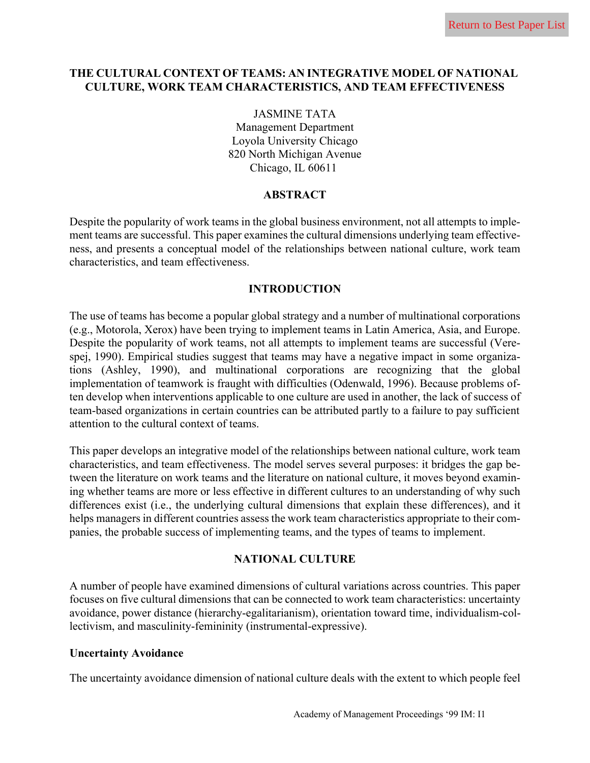# THE CULTURAL CONTEXT OF TEAMS: AN INTEGRATIVE MODEL OF NATIONAL CULTURE, WORK TEAM CHARACTERISTICS, AND TEAM EFFECTIVENESS

JASMINE TATA
Management Department
Loyola University Chicago
820 North Michigan Avenue
Chicago, IL 60611

## ABSTRACT

Despite the popularity of work teams in the global business environment, not all attempts to implement teams are successful. This paper examines the cultural dimensions underlying team effectiveness, and presents a conceptual model of the relationships between national culture, work team characteristics, and team effectiveness.

## INTRODUCTION

The use of teams has become a popular global strategy and a number of multinational corporations (e.g., Motorola, Xerox) have been trying to implement teams in Latin America, Asia, and Europe. Despite the popularity of work teams, not all attempts to implement teams are successful (Verespej, 1990). Empirical studies suggest that teams may have a negative impact in some organizations (Ashley, 1990), and multinational corporations are recognizing that the global implementation of teamwork is fraught with difficulties (Odenwald, 1996). Because problems often develop when interventions applicable to one culture are used in another, the lack of success of team-based organizations in certain countries can be attributed partly to a failure to pay sufficient attention to the cultural context of teams.

This paper develops an integrative model of the relationships between national culture, work team characteristics, and team effectiveness. The model serves several purposes: it bridges the gap between the literature on work teams and the literature on national culture, it moves beyond examining whether teams are more or less effective in different cultures to an understanding of why such differences exist (i.e., the underlying cultural dimensions that explain these differences), and it helps managers in different countries assess the work team characteristics appropriate to their companies, the probable success of implementing teams, and the types of teams to implement.

## NATIONAL CULTURE

A number of people have examined dimensions of cultural variations across countries. This paper focuses on five cultural dimensions that can be connected to work team characteristics: uncertainty avoidance, power distance (hierarchy-egalitarianism), orientation toward time, individualism-collectivism, and masculinity-femininity (instrumental-expressive).

### Uncertainty Avoidance

The uncertainty avoidance dimension of national culture deals with the extent to which people feel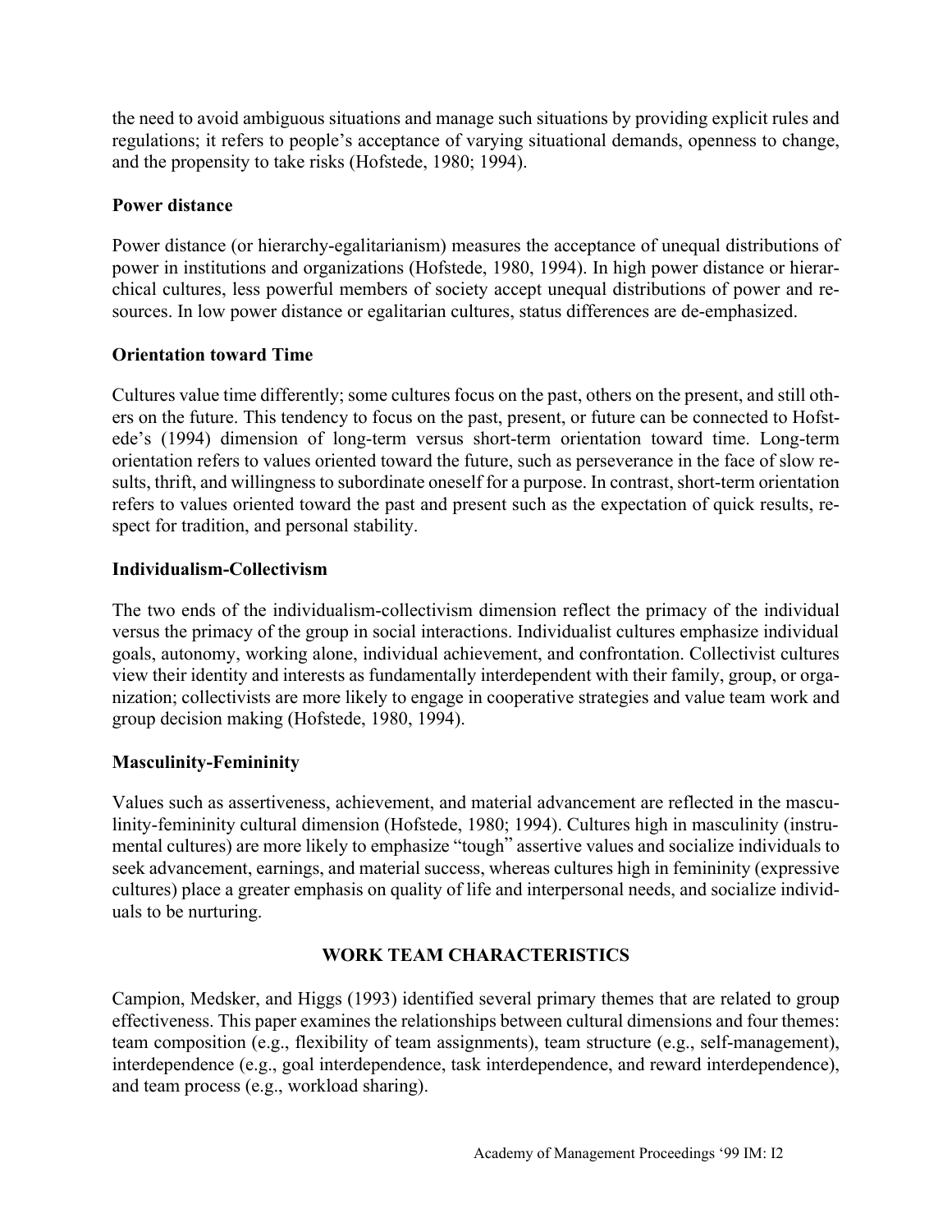the need to avoid ambiguous situations and manage such situations by providing explicit rules and regulations; it refers to people's acceptance of varying situational demands, openness to change, and the propensity to take risks (Hofstede, 1980; 1994).

### Power distance

Power distance (or hierarchy-egalitarianism) measures the acceptance of unequal distributions of power in institutions and organizations (Hofstede, 1980, 1994). In high power distance or hierarchical cultures, less powerful members of society accept unequal distributions of power and resources. In low power distance or egalitarian cultures, status differences are de-emphasized.

### Orientation toward Time

Cultures value time differently; some cultures focus on the past, others on the present, and still others on the future. This tendency to focus on the past, present, or future can be connected to Hofstede's (1994) dimension of long-term versus short-term orientation toward time. Long-term orientation refers to values oriented toward the future, such as perseverance in the face of slow results, thrift, and willingness to subordinate oneself for a purpose. In contrast, short-term orientation refers to values oriented toward the past and present such as the expectation of quick results, respect for tradition, and personal stability.

### Individualism-Collectivism

The two ends of the individualism-collectivism dimension reflect the primacy of the individual versus the primacy of the group in social interactions. Individualist cultures emphasize individual goals, autonomy, working alone, individual achievement, and confrontation. Collectivist cultures view their identity and interests as fundamentally interdependent with their family, group, or organization; collectivists are more likely to engage in cooperative strategies and value team work and group decision making (Hofstede, 1980, 1994).

### Masculinity-Femininity

Values such as assertiveness, achievement, and material advancement are reflected in the masculinity-femininity cultural dimension (Hofstede, 1980; 1994). Cultures high in masculinity (instrumental cultures) are more likely to emphasize "tough" assertive values and socialize individuals to seek advancement, earnings, and material success, whereas cultures high in femininity (expressive cultures) place a greater emphasis on quality of life and interpersonal needs, and socialize individuals to be nurturing.

## WORK TEAM CHARACTERISTICS

Campion, Medsker, and Higgs (1993) identified several primary themes that are related to group effectiveness. This paper examines the relationships between cultural dimensions and four themes: team composition (e.g., flexibility of team assignments), team structure (e.g., self-management), interdependence (e.g., goal interdependence, task interdependence, and reward interdependence), and team process (e.g., workload sharing).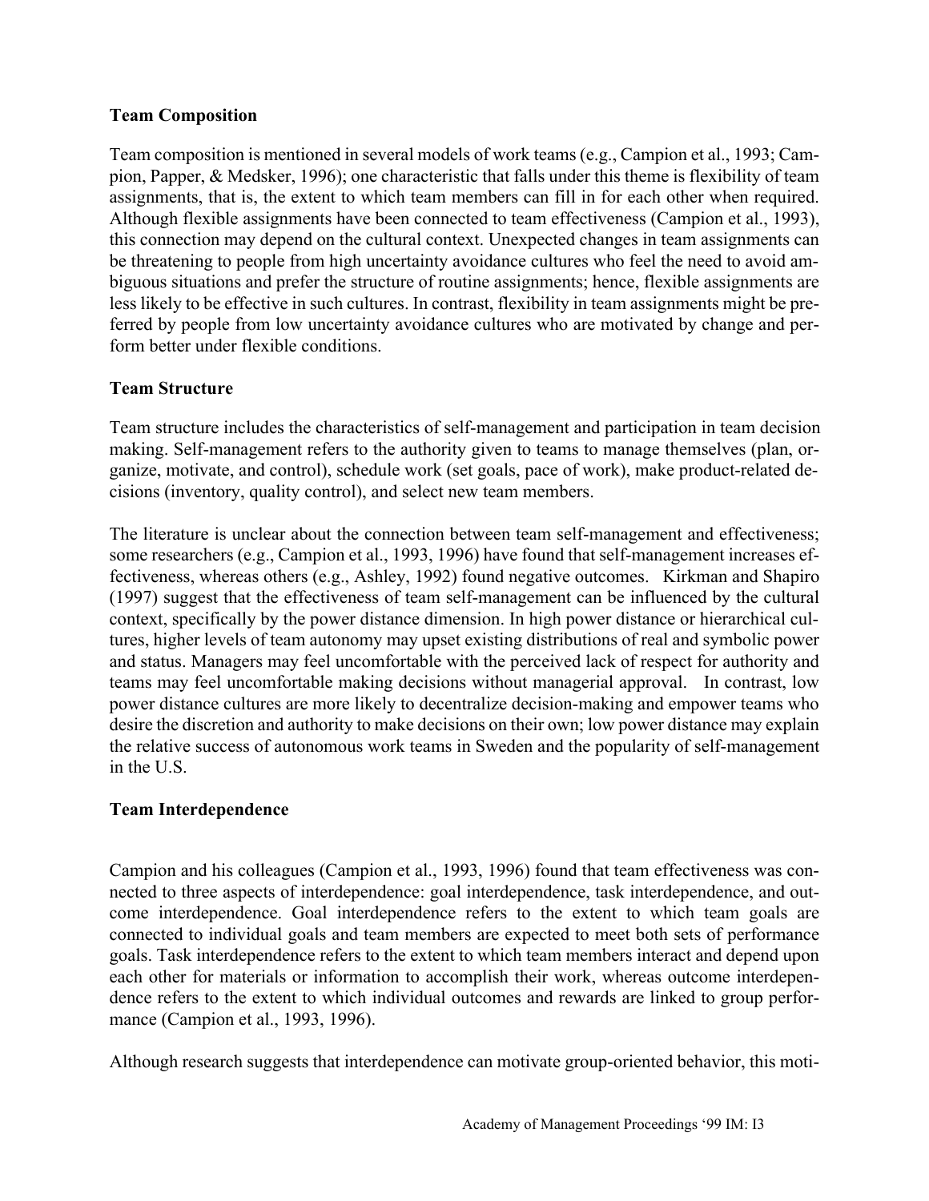### Team Composition

Team composition is mentioned in several models of work teams (e.g., Campion et al., 1993; Campion, Papper, & Medsker, 1996); one characteristic that falls under this theme is flexibility of team assignments, that is, the extent to which team members can fill in for each other when required. Although flexible assignments have been connected to team effectiveness (Campion et al., 1993), this connection may depend on the cultural context. Unexpected changes in team assignments can be threatening to people from high uncertainty avoidance cultures who feel the need to avoid ambiguous situations and prefer the structure of routine assignments; hence, flexible assignments are less likely to be effective in such cultures. In contrast, flexibility in team assignments might be preferred by people from low uncertainty avoidance cultures who are motivated by change and perform better under flexible conditions.

### Team Structure

Team structure includes the characteristics of self-management and participation in team decision making. Self-management refers to the authority given to teams to manage themselves (plan, organize, motivate, and control), schedule work (set goals, pace of work), make product-related decisions (inventory, quality control), and select new team members.

The literature is unclear about the connection between team self-management and effectiveness; some researchers (e.g., Campion et al., 1993, 1996) have found that self-management increases effectiveness, whereas others (e.g., Ashley, 1992) found negative outcomes. Kirkman and Shapiro (1997) suggest that the effectiveness of team self-management can be influenced by the cultural context, specifically by the power distance dimension. In high power distance or hierarchical cultures, higher levels of team autonomy may upset existing distributions of real and symbolic power and status. Managers may feel uncomfortable with the perceived lack of respect for authority and teams may feel uncomfortable making decisions without managerial approval. In contrast, low power distance cultures are more likely to decentralize decision-making and empower teams who desire the discretion and authority to make decisions on their own; low power distance may explain the relative success of autonomous work teams in Sweden and the popularity of self-management in the U.S.

### Team Interdependence

Campion and his colleagues (Campion et al., 1993, 1996) found that team effectiveness was connected to three aspects of interdependence: goal interdependence, task interdependence, and outcome interdependence. Goal interdependence refers to the extent to which team goals are connected to individual goals and team members are expected to meet both sets of performance goals. Task interdependence refers to the extent to which team members interact and depend upon each other for materials or information to accomplish their work, whereas outcome interdependence refers to the extent to which individual outcomes and rewards are linked to group performance (Campion et al., 1993, 1996).

Although research suggests that interdependence can motivate group-oriented behavior, this moti-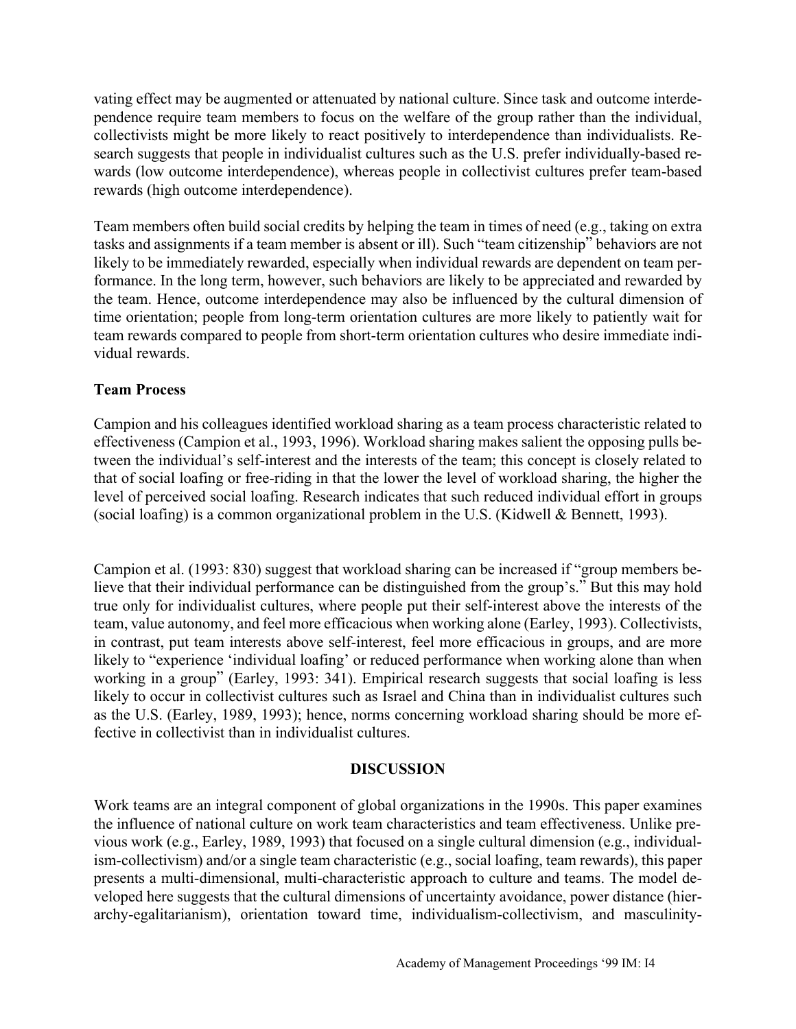vating effect may be augmented or attenuated by national culture. Since task and outcome interdependence require team members to focus on the welfare of the group rather than the individual, collectivists might be more likely to react positively to interdependence than individualists. Research suggests that people in individualist cultures such as the U.S. prefer individually-based rewards (low outcome interdependence), whereas people in collectivist cultures prefer team-based rewards (high outcome interdependence).

Team members often build social credits by helping the team in times of need (e.g., taking on extra tasks and assignments if a team member is absent or ill). Such "team citizenship" behaviors are not likely to be immediately rewarded, especially when individual rewards are dependent on team performance. In the long term, however, such behaviors are likely to be appreciated and rewarded by the team. Hence, outcome interdependence may also be influenced by the cultural dimension of time orientation; people from long-term orientation cultures are more likely to patiently wait for team rewards compared to people from short-term orientation cultures who desire immediate individual rewards.

### Team Process

Campion and his colleagues identified workload sharing as a team process characteristic related to effectiveness (Campion et al., 1993, 1996). Workload sharing makes salient the opposing pulls between the individual's self-interest and the interests of the team; this concept is closely related to that of social loafing or free-riding in that the lower the level of workload sharing, the higher the level of perceived social loafing. Research indicates that such reduced individual effort in groups (social loafing) is a common organizational problem in the U.S. (Kidwell & Bennett, 1993).

Campion et al. (1993: 830) suggest that workload sharing can be increased if "group members believe that their individual performance can be distinguished from the group's." But this may hold true only for individualist cultures, where people put their self-interest above the interests of the team, value autonomy, and feel more efficacious when working alone (Earley, 1993). Collectivists, in contrast, put team interests above self-interest, feel more efficacious in groups, and are more likely to "experience 'individual loafing' or reduced performance when working alone than when working in a group" (Earley, 1993: 341). Empirical research suggests that social loafing is less likely to occur in collectivist cultures such as Israel and China than in individualist cultures such as the U.S. (Earley, 1989, 1993); hence, norms concerning workload sharing should be more effective in collectivist than in individualist cultures.

## DISCUSSION

Work teams are an integral component of global organizations in the 1990s. This paper examines the influence of national culture on work team characteristics and team effectiveness. Unlike previous work (e.g., Earley, 1989, 1993) that focused on a single cultural dimension (e.g., individualism-collectivism) and/or a single team characteristic (e.g., social loafing, team rewards), this paper presents a multi-dimensional, multi-characteristic approach to culture and teams. The model developed here suggests that the cultural dimensions of uncertainty avoidance, power distance (hierarchy-egalitarianism), orientation toward time, individualism-collectivism, and masculinity-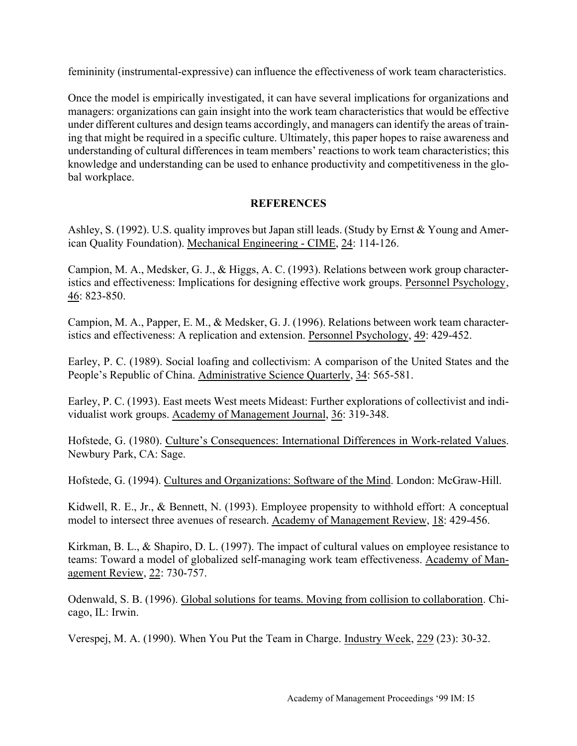femininity (instrumental-expressive) can influence the effectiveness of work team characteristics.

Once the model is empirically investigated, it can have several implications for organizations and managers: organizations can gain insight into the work team characteristics that would be effective under different cultures and design teams accordingly, and managers can identify the areas of training that might be required in a specific culture. Ultimately, this paper hopes to raise awareness and understanding of cultural differences in team members' reactions to work team characteristics; this knowledge and understanding can be used to enhance productivity and competitiveness in the global workplace.

## REFERENCES

Ashley, S. (1992). U.S. quality improves but Japan still leads. (Study by Ernst & Young and American Quality Foundation). Mechanical Engineering - CIME, 24: 114-126.

Campion, M. A., Medsker, G. J., & Higgs, A. C. (1993). Relations between work group characteristics and effectiveness: Implications for designing effective work groups. Personnel Psychology, 46: 823-850.

Campion, M. A., Papper, E. M., & Medsker, G. J. (1996). Relations between work team characteristics and effectiveness: A replication and extension. Personnel Psychology, 49: 429-452.

Earley, P. C. (1989). Social loafing and collectivism: A comparison of the United States and the People's Republic of China. Administrative Science Quarterly, 34: 565-581.

Earley, P. C. (1993). East meets West meets Mideast: Further explorations of collectivist and individualist work groups. Academy of Management Journal, 36: 319-348.

Hofstede, G. (1980). Culture's Consequences: International Differences in Work-related Values. Newbury Park, CA: Sage.

Hofstede, G. (1994). Cultures and Organizations: Software of the Mind. London: McGraw-Hill.

Kidwell, R. E., Jr., & Bennett, N. (1993). Employee propensity to withhold effort: A conceptual model to intersect three avenues of research. Academy of Management Review, 18: 429-456.

Kirkman, B. L., & Shapiro, D. L. (1997). The impact of cultural values on employee resistance to teams: Toward a model of globalized self-managing work team effectiveness. Academy of Management Review, 22: 730-757.

Odenwald, S. B. (1996). Global solutions for teams. Moving from collision to collaboration. Chicago, IL: Irwin.

Verespej, M. A. (1990). When You Put the Team in Charge. Industry Week, 229 (23): 30-32.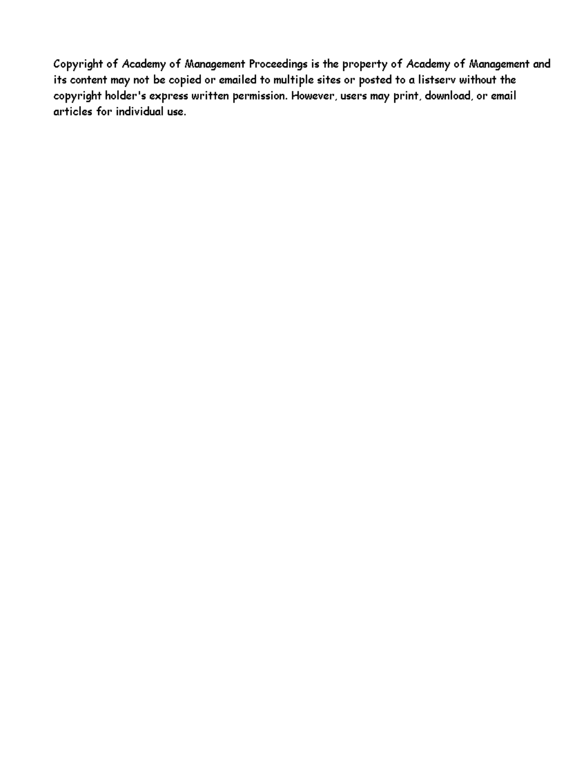Copyright of Academy of Management Proceedings is the property of Academy of Management and its content may not be copied or emailed to multiple sites or posted to a listserv without the copyright holder's express written permission. However, users may print, download, or email articles for individual use.